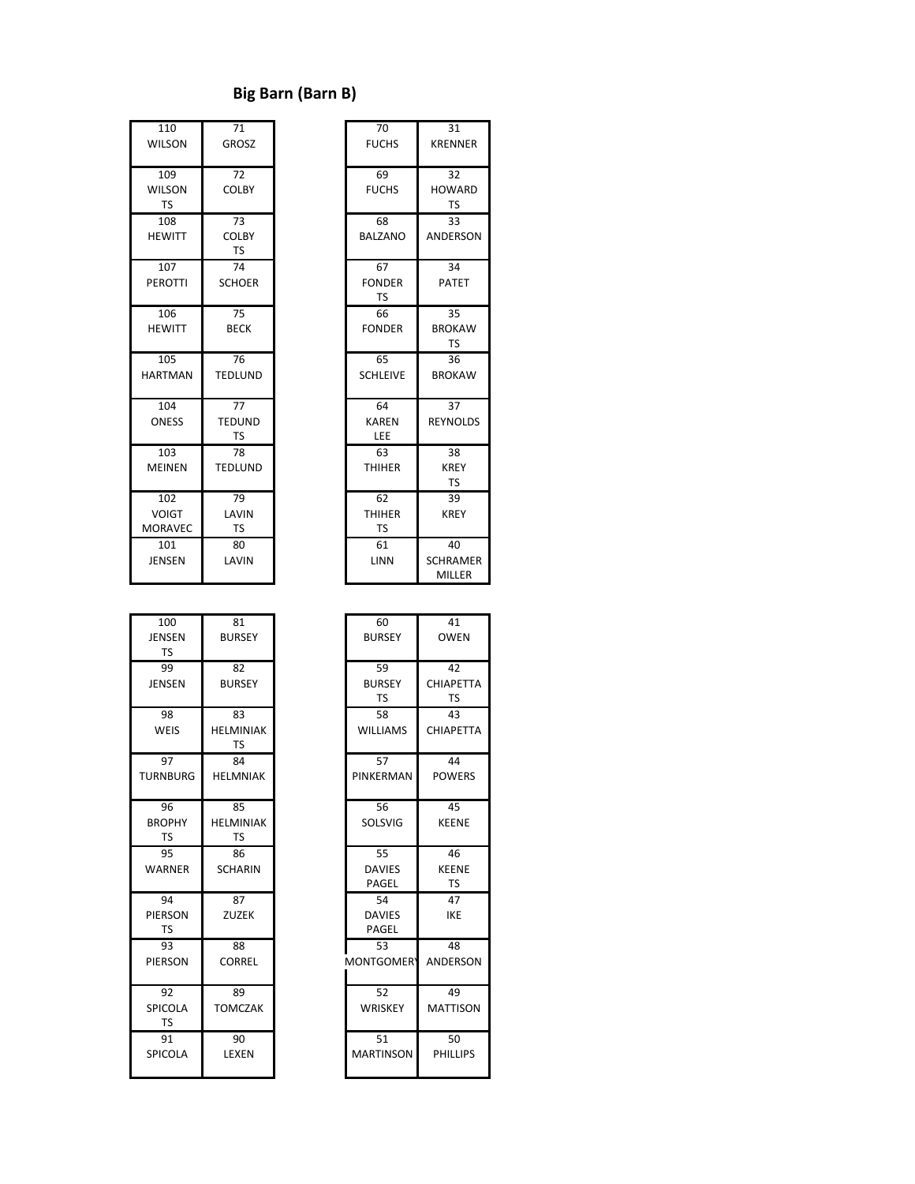# Big Barn (Barn B)

| | |
|---|---|
| 110 WILSON | 71 GROSZ |
| 109 WILSON TS | 72 COLBY |
| 108 HEWITT | 73 COLBY TS |
| 107 PEROTTI | 74 SCHOER |
| 106 HEWITT | 75 BECK |
| 105 HARTMAN | 76 TEDLUND |
| 104 ONESS | 77 TEDUND TS |
| 103 MEINEN | 78 TEDLUND |
| 102 VOIGT MORAVEC | 79 LAVIN TS |
| 101 JENSEN | 80 LAVIN |

| | |
|---|---|
| 70 FUCHS | 31 KRENNER |
| 69 FUCHS | 32 HOWARD TS |
| 68 BALZANO | 33 ANDERSON |
| 67 FONDER TS | 34 PATET |
| 66 FONDER | 35 BROKAW TS |
| 65 SCHLEIVE | 36 BROKAW |
| 64 KAREN LEE | 37 REYNOLDS |
| 63 THIHER | 38 KREY TS |
| 62 THIHER TS | 39 KREY |
| 61 LINN | 40 SCHRAMER MILLER |

| | |
|---|---|
| 100 JENSEN TS | 81 BURSEY |
| 99 JENSEN | 82 BURSEY |
| 98 WEIS | 83 HELMINIAK TS |
| 97 TURNBURG | 84 HELMNIAK |
| 96 BROPHY TS | 85 HELMINIAK TS |
| 95 WARNER | 86 SCHARIN |
| 94 PIERSON TS | 87 ZUZEK |
| 93 PIERSON | 88 CORREL |
| 92 SPICOLA TS | 89 TOMCZAK |
| 91 SPICOLA | 90 LEXEN |

| | |
|---|---|
| 60 BURSEY | 41 OWEN |
| 59 BURSEY TS | 42 CHIAPETTA TS |
| 58 WILLIAMS | 43 CHIAPETTA |
| 57 PINKERMAN | 44 POWERS |
| 56 SOLSVIG | 45 KEENE |
| 55 DAVIES PAGEL | 46 KEENE TS |
| 54 DAVIES PAGEL | 47 IKE |
| 53 MONTGOMERY | 48 ANDERSON |
| 52 WRISKEY | 49 MATTISON |
| 51 MARTINSON | 50 PHILLIPS |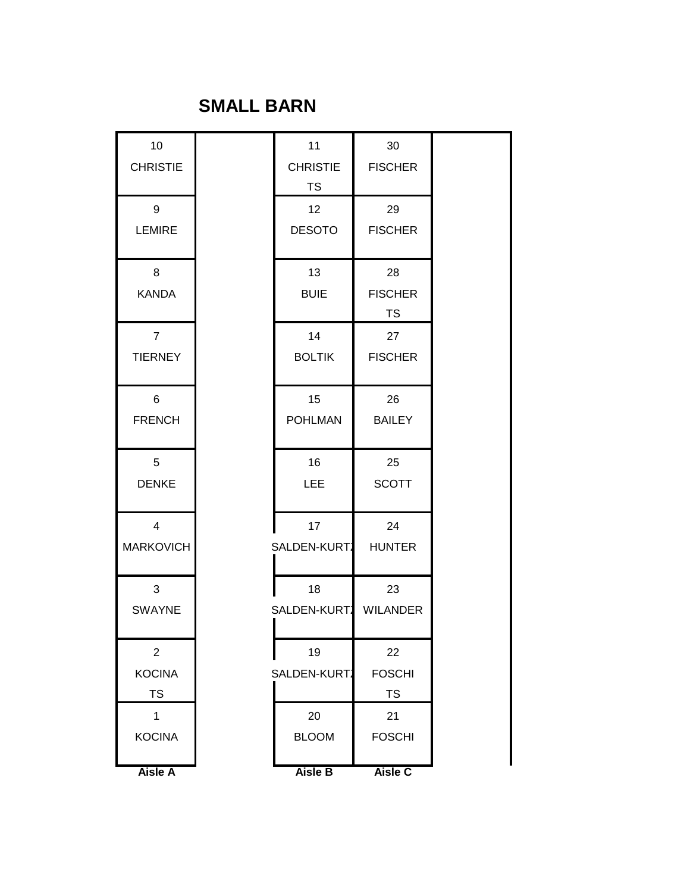# SMALL BARN

| Aisle A | | Aisle B | Aisle C | |
|---|---|---|---|---|
| 10 CHRISTIE | | 11 CHRISTIE TS | 30 FISCHER | |
| 9 LEMIRE | | 12 DESOTO | 29 FISCHER | |
| 8 KANDA | | 13 BUIE | 28 FISCHER TS | |
| 7 TIERNEY | | 14 BOLTIK | 27 FISCHER | |
| 6 FRENCH | | 15 POHLMAN | 26 BAILEY | |
| 5 DENKE | | 16 LEE | 25 SCOTT | |
| 4 MARKOVICH | | 17 SALDEN-KURTZ | 24 HUNTER | |
| 3 SWAYNE | | 18 SALDEN-KURTZ | 23 WILANDER | |
| 2 KOCINA TS | | 19 SALDEN-KURTZ | 22 FOSCHI TS | |
| 1 KOCINA | | 20 BLOOM | 21 FOSCHI | |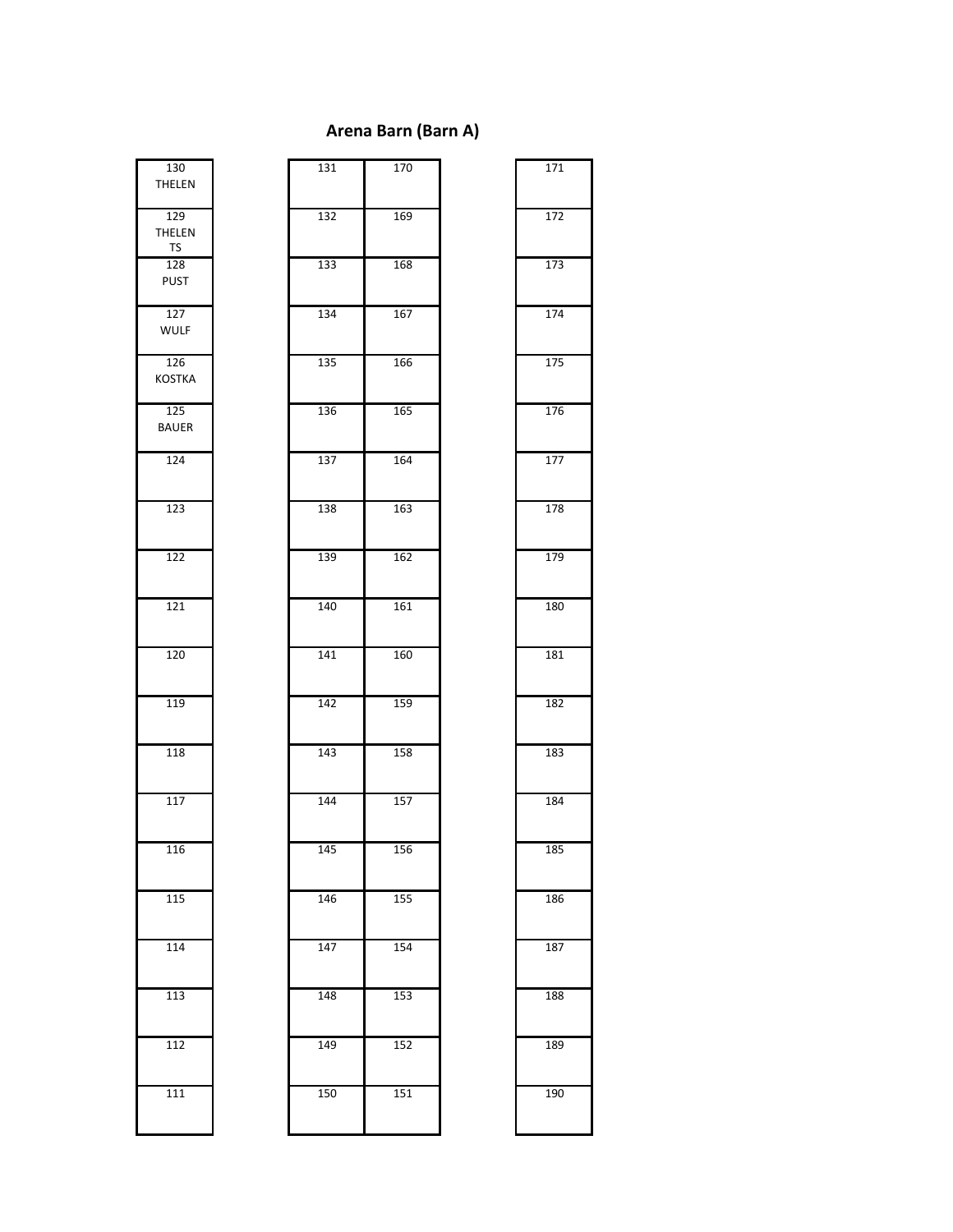## Arena Barn (Barn A)

| | | | |
|---|---|---|---|
| 130 THELEN | 131 | 170 | 171 |
| 129 THELEN TS | 132 | 169 | 172 |
| 128 PUST | 133 | 168 | 173 |
| 127 WULF | 134 | 167 | 174 |
| 126 KOSTKA | 135 | 166 | 175 |
| 125 BAUER | 136 | 165 | 176 |
| 124 | 137 | 164 | 177 |
| 123 | 138 | 163 | 178 |
| 122 | 139 | 162 | 179 |
| 121 | 140 | 161 | 180 |
| 120 | 141 | 160 | 181 |
| 119 | 142 | 159 | 182 |
| 118 | 143 | 158 | 183 |
| 117 | 144 | 157 | 184 |
| 116 | 145 | 156 | 185 |
| 115 | 146 | 155 | 186 |
| 114 | 147 | 154 | 187 |
| 113 | 148 | 153 | 188 |
| 112 | 149 | 152 | 189 |
| 111 | 150 | 151 | 190 |